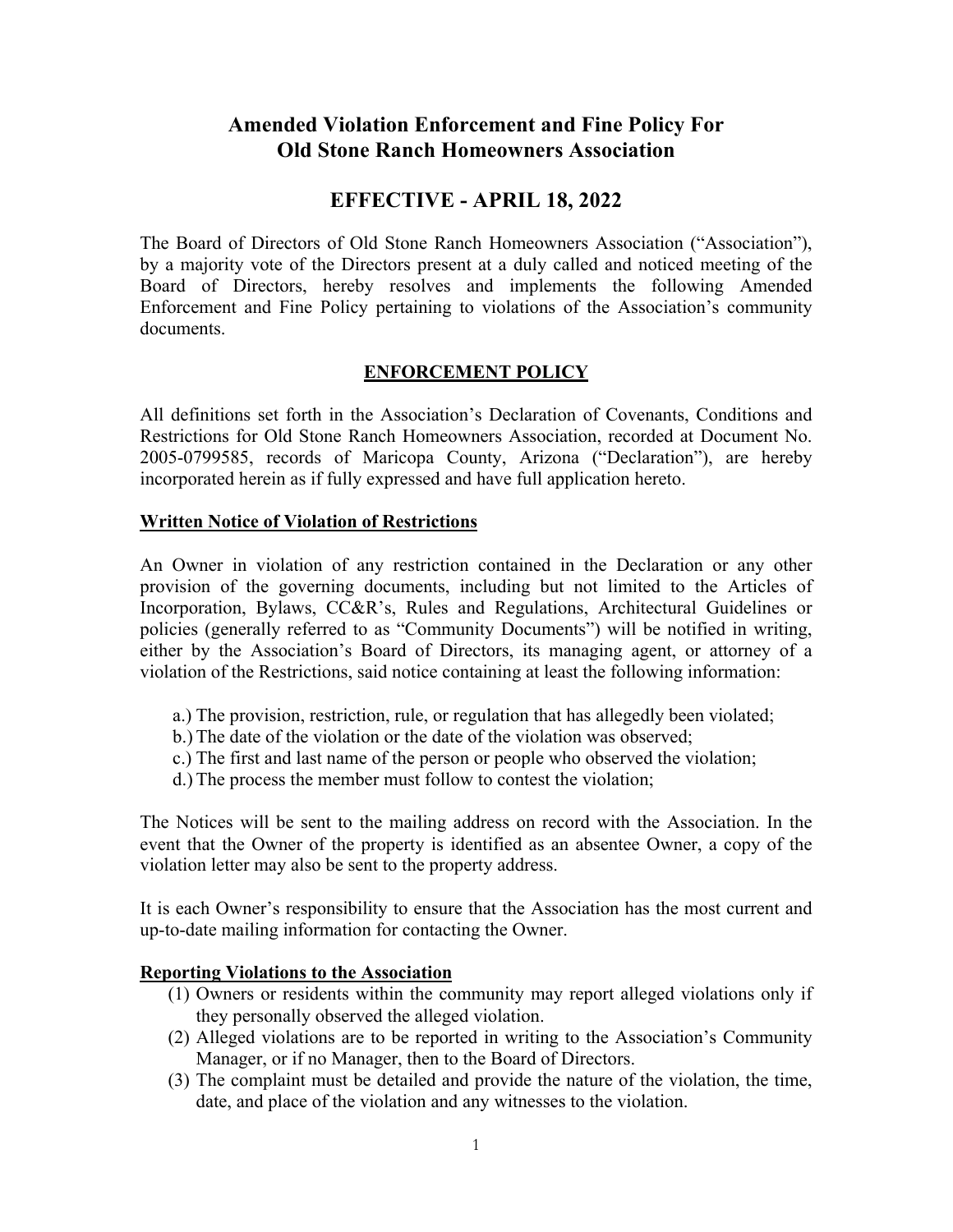# Amended Violation Enforcement and Fine Policy For Old Stone Ranch Homeowners Association

## EFFECTIVE - APRIL 18, 2022

The Board of Directors of Old Stone Ranch Homeowners Association ("Association"), by a majority vote of the Directors present at a duly called and noticed meeting of the Board of Directors, hereby resolves and implements the following Amended Enforcement and Fine Policy pertaining to violations of the Association's community documents.

## ENFORCEMENT POLICY

All definitions set forth in the Association's Declaration of Covenants, Conditions and Restrictions for Old Stone Ranch Homeowners Association, recorded at Document No. 2005-0799585, records of Maricopa County, Arizona ("Declaration"), are hereby incorporated herein as if fully expressed and have full application hereto.

### Written Notice of Violation of Restrictions

An Owner in violation of any restriction contained in the Declaration or any other provision of the governing documents, including but not limited to the Articles of Incorporation, Bylaws, CC&R's, Rules and Regulations, Architectural Guidelines or policies (generally referred to as "Community Documents") will be notified in writing, either by the Association's Board of Directors, its managing agent, or attorney of a violation of the Restrictions, said notice containing at least the following information:

a.) The provision, restriction, rule, or regulation that has allegedly been violated;
b.) The date of the violation or the date of the violation was observed;
c.) The first and last name of the person or people who observed the violation;
d.) The process the member must follow to contest the violation;

The Notices will be sent to the mailing address on record with the Association. In the event that the Owner of the property is identified as an absentee Owner, a copy of the violation letter may also be sent to the property address.

It is each Owner's responsibility to ensure that the Association has the most current and up-to-date mailing information for contacting the Owner.

### Reporting Violations to the Association

(1) Owners or residents within the community may report alleged violations only if they personally observed the alleged violation.
(2) Alleged violations are to be reported in writing to the Association's Community Manager, or if no Manager, then to the Board of Directors.
(3) The complaint must be detailed and provide the nature of the violation, the time, date, and place of the violation and any witnesses to the violation.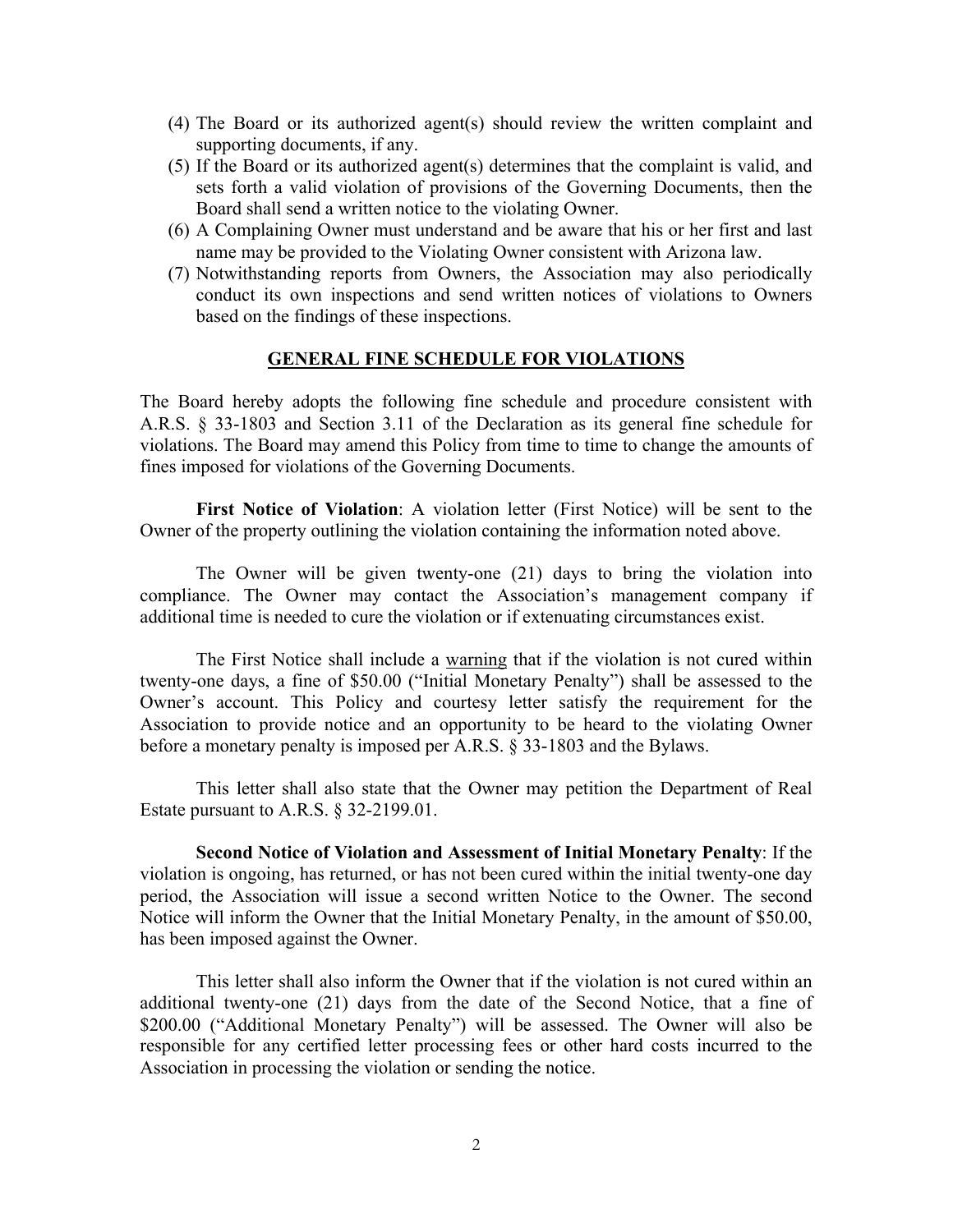(4) The Board or its authorized agent(s) should review the written complaint and supporting documents, if any.

(5) If the Board or its authorized agent(s) determines that the complaint is valid, and sets forth a valid violation of provisions of the Governing Documents, then the Board shall send a written notice to the violating Owner.

(6) A Complaining Owner must understand and be aware that his or her first and last name may be provided to the Violating Owner consistent with Arizona law.

(7) Notwithstanding reports from Owners, the Association may also periodically conduct its own inspections and send written notices of violations to Owners based on the findings of these inspections.

## GENERAL FINE SCHEDULE FOR VIOLATIONS

The Board hereby adopts the following fine schedule and procedure consistent with A.R.S. § 33-1803 and Section 3.11 of the Declaration as its general fine schedule for violations. The Board may amend this Policy from time to time to change the amounts of fines imposed for violations of the Governing Documents.

**First Notice of Violation**: A violation letter (First Notice) will be sent to the Owner of the property outlining the violation containing the information noted above.

The Owner will be given twenty-one (21) days to bring the violation into compliance. The Owner may contact the Association's management company if additional time is needed to cure the violation or if extenuating circumstances exist.

The First Notice shall include a warning that if the violation is not cured within twenty-one days, a fine of $50.00 ("Initial Monetary Penalty") shall be assessed to the Owner's account. This Policy and courtesy letter satisfy the requirement for the Association to provide notice and an opportunity to be heard to the violating Owner before a monetary penalty is imposed per A.R.S. § 33-1803 and the Bylaws.

This letter shall also state that the Owner may petition the Department of Real Estate pursuant to A.R.S. § 32-2199.01.

**Second Notice of Violation and Assessment of Initial Monetary Penalty**: If the violation is ongoing, has returned, or has not been cured within the initial twenty-one day period, the Association will issue a second written Notice to the Owner. The second Notice will inform the Owner that the Initial Monetary Penalty, in the amount of $50.00, has been imposed against the Owner.

This letter shall also inform the Owner that if the violation is not cured within an additional twenty-one (21) days from the date of the Second Notice, that a fine of $200.00 ("Additional Monetary Penalty") will be assessed. The Owner will also be responsible for any certified letter processing fees or other hard costs incurred to the Association in processing the violation or sending the notice.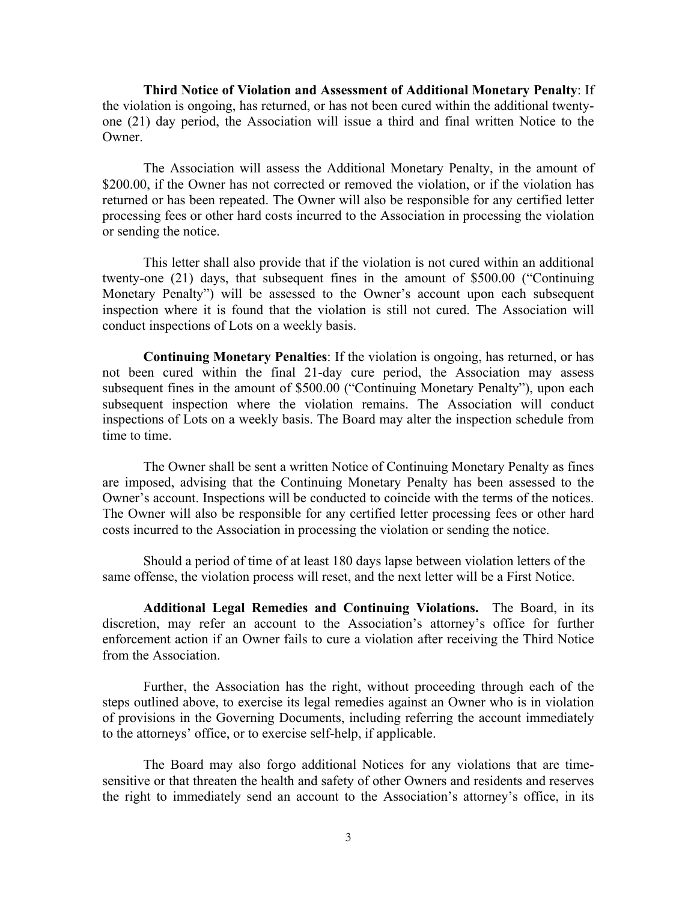**Third Notice of Violation and Assessment of Additional Monetary Penalty**: If the violation is ongoing, has returned, or has not been cured within the additional twenty-one (21) day period, the Association will issue a third and final written Notice to the Owner.

The Association will assess the Additional Monetary Penalty, in the amount of $200.00, if the Owner has not corrected or removed the violation, or if the violation has returned or has been repeated. The Owner will also be responsible for any certified letter processing fees or other hard costs incurred to the Association in processing the violation or sending the notice.

This letter shall also provide that if the violation is not cured within an additional twenty-one (21) days, that subsequent fines in the amount of $500.00 ("Continuing Monetary Penalty") will be assessed to the Owner's account upon each subsequent inspection where it is found that the violation is still not cured. The Association will conduct inspections of Lots on a weekly basis.

**Continuing Monetary Penalties**: If the violation is ongoing, has returned, or has not been cured within the final 21-day cure period, the Association may assess subsequent fines in the amount of $500.00 ("Continuing Monetary Penalty"), upon each subsequent inspection where the violation remains. The Association will conduct inspections of Lots on a weekly basis. The Board may alter the inspection schedule from time to time.

The Owner shall be sent a written Notice of Continuing Monetary Penalty as fines are imposed, advising that the Continuing Monetary Penalty has been assessed to the Owner's account. Inspections will be conducted to coincide with the terms of the notices. The Owner will also be responsible for any certified letter processing fees or other hard costs incurred to the Association in processing the violation or sending the notice.

Should a period of time of at least 180 days lapse between violation letters of the same offense, the violation process will reset, and the next letter will be a First Notice.

**Additional Legal Remedies and Continuing Violations.** The Board, in its discretion, may refer an account to the Association's attorney's office for further enforcement action if an Owner fails to cure a violation after receiving the Third Notice from the Association.

Further, the Association has the right, without proceeding through each of the steps outlined above, to exercise its legal remedies against an Owner who is in violation of provisions in the Governing Documents, including referring the account immediately to the attorneys' office, or to exercise self-help, if applicable.

The Board may also forgo additional Notices for any violations that are time-sensitive or that threaten the health and safety of other Owners and residents and reserves the right to immediately send an account to the Association's attorney's office, in its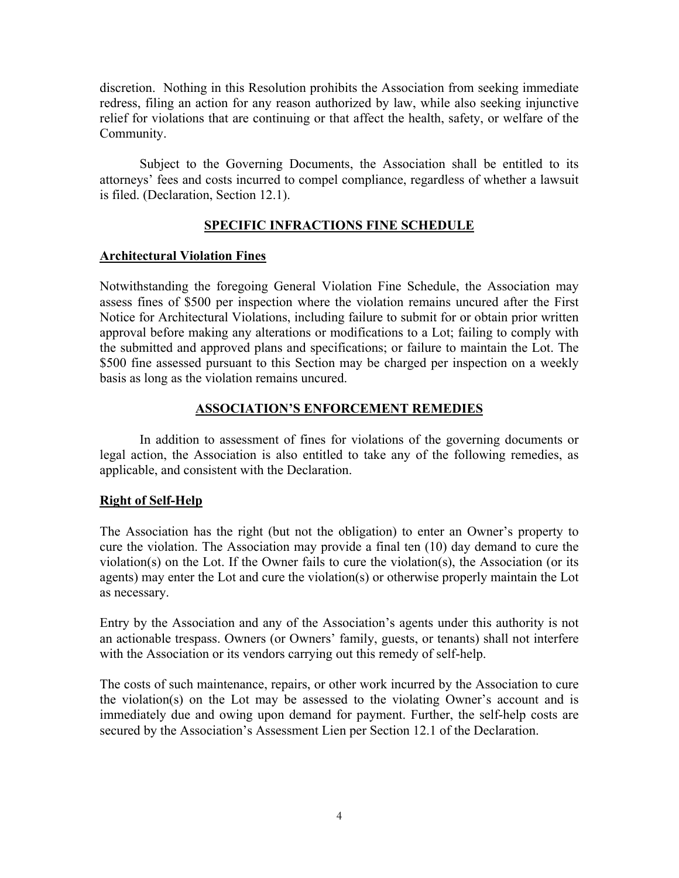discretion. Nothing in this Resolution prohibits the Association from seeking immediate redress, filing an action for any reason authorized by law, while also seeking injunctive relief for violations that are continuing or that affect the health, safety, or welfare of the Community.

Subject to the Governing Documents, the Association shall be entitled to its attorneys' fees and costs incurred to compel compliance, regardless of whether a lawsuit is filed. (Declaration, Section 12.1).

## SPECIFIC INFRACTIONS FINE SCHEDULE

### Architectural Violation Fines

Notwithstanding the foregoing General Violation Fine Schedule, the Association may assess fines of $500 per inspection where the violation remains uncured after the First Notice for Architectural Violations, including failure to submit for or obtain prior written approval before making any alterations or modifications to a Lot; failing to comply with the submitted and approved plans and specifications; or failure to maintain the Lot. The $500 fine assessed pursuant to this Section may be charged per inspection on a weekly basis as long as the violation remains uncured.

## ASSOCIATION'S ENFORCEMENT REMEDIES

In addition to assessment of fines for violations of the governing documents or legal action, the Association is also entitled to take any of the following remedies, as applicable, and consistent with the Declaration.

### Right of Self-Help

The Association has the right (but not the obligation) to enter an Owner's property to cure the violation. The Association may provide a final ten (10) day demand to cure the violation(s) on the Lot. If the Owner fails to cure the violation(s), the Association (or its agents) may enter the Lot and cure the violation(s) or otherwise properly maintain the Lot as necessary.

Entry by the Association and any of the Association's agents under this authority is not an actionable trespass. Owners (or Owners' family, guests, or tenants) shall not interfere with the Association or its vendors carrying out this remedy of self-help.

The costs of such maintenance, repairs, or other work incurred by the Association to cure the violation(s) on the Lot may be assessed to the violating Owner's account and is immediately due and owing upon demand for payment. Further, the self-help costs are secured by the Association's Assessment Lien per Section 12.1 of the Declaration.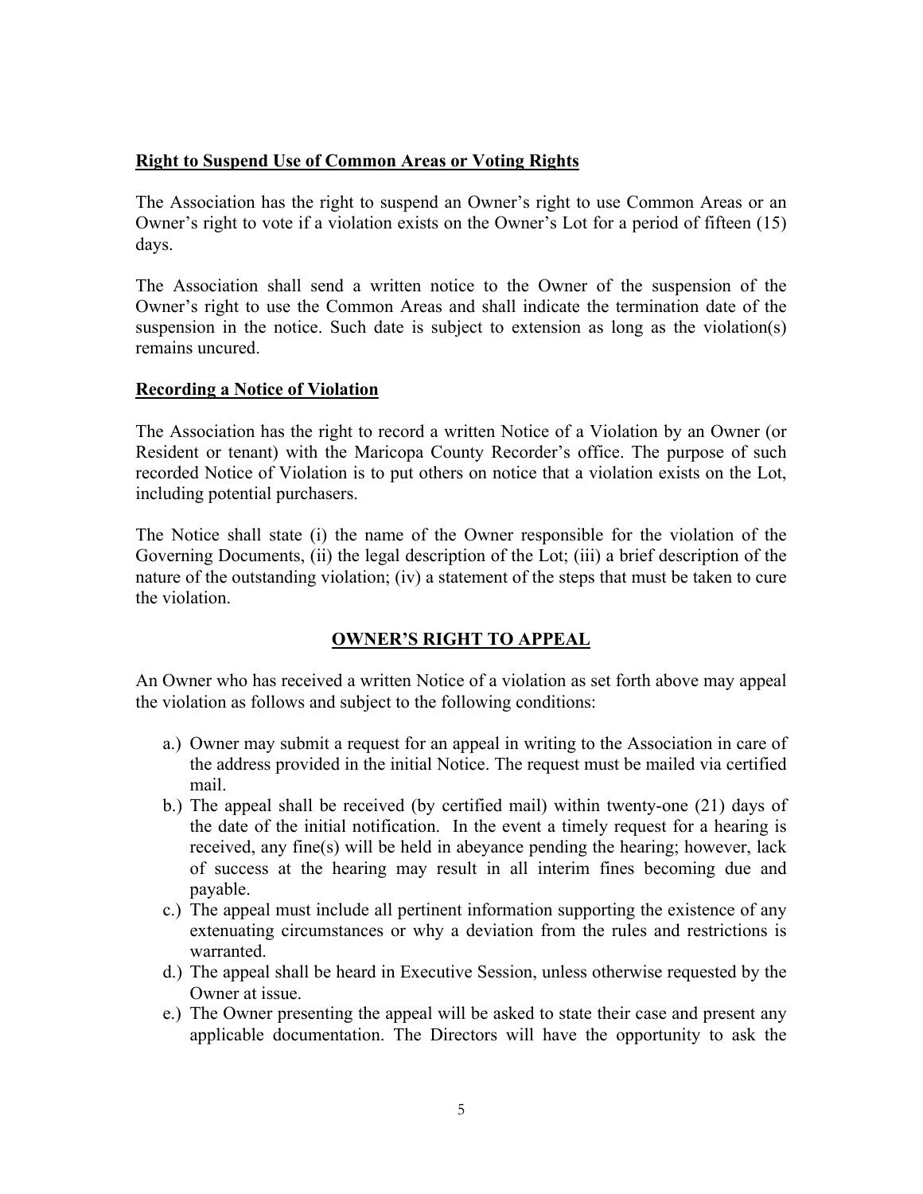**Right to Suspend Use of Common Areas or Voting Rights**

The Association has the right to suspend an Owner's right to use Common Areas or an Owner's right to vote if a violation exists on the Owner's Lot for a period of fifteen (15) days.

The Association shall send a written notice to the Owner of the suspension of the Owner's right to use the Common Areas and shall indicate the termination date of the suspension in the notice. Such date is subject to extension as long as the violation(s) remains uncured.

**Recording a Notice of Violation**

The Association has the right to record a written Notice of a Violation by an Owner (or Resident or tenant) with the Maricopa County Recorder's office. The purpose of such recorded Notice of Violation is to put others on notice that a violation exists on the Lot, including potential purchasers.

The Notice shall state (i) the name of the Owner responsible for the violation of the Governing Documents, (ii) the legal description of the Lot; (iii) a brief description of the nature of the outstanding violation; (iv) a statement of the steps that must be taken to cure the violation.

## OWNER'S RIGHT TO APPEAL

An Owner who has received a written Notice of a violation as set forth above may appeal the violation as follows and subject to the following conditions:

a.) Owner may submit a request for an appeal in writing to the Association in care of the address provided in the initial Notice. The request must be mailed via certified mail.
b.) The appeal shall be received (by certified mail) within twenty-one (21) days of the date of the initial notification. In the event a timely request for a hearing is received, any fine(s) will be held in abeyance pending the hearing; however, lack of success at the hearing may result in all interim fines becoming due and payable.
c.) The appeal must include all pertinent information supporting the existence of any extenuating circumstances or why a deviation from the rules and restrictions is warranted.
d.) The appeal shall be heard in Executive Session, unless otherwise requested by the Owner at issue.
e.) The Owner presenting the appeal will be asked to state their case and present any applicable documentation. The Directors will have the opportunity to ask the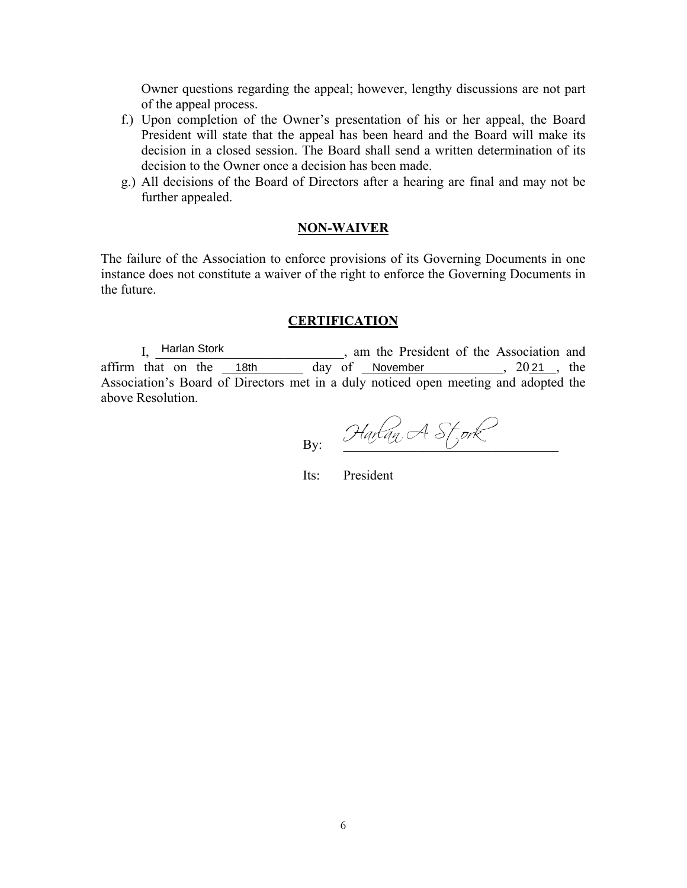Owner questions regarding the appeal; however, lengthy discussions are not part of the appeal process.

f.) Upon completion of the Owner's presentation of his or her appeal, the Board President will state that the appeal has been heard and the Board will make its decision in a closed session. The Board shall send a written determination of its decision to the Owner once a decision has been made.

g.) All decisions of the Board of Directors after a hearing are final and may not be further appealed.

## NON-WAIVER

The failure of the Association to enforce provisions of its Governing Documents in one instance does not constitute a waiver of the right to enforce the Governing Documents in the future.

## CERTIFICATION

I, Harlan Stork, am the President of the Association and affirm that on the 18th day of November, 2021, the Association's Board of Directors met in a duly noticed open meeting and adopted the above Resolution.

By: Harlan A Stork

Its: President